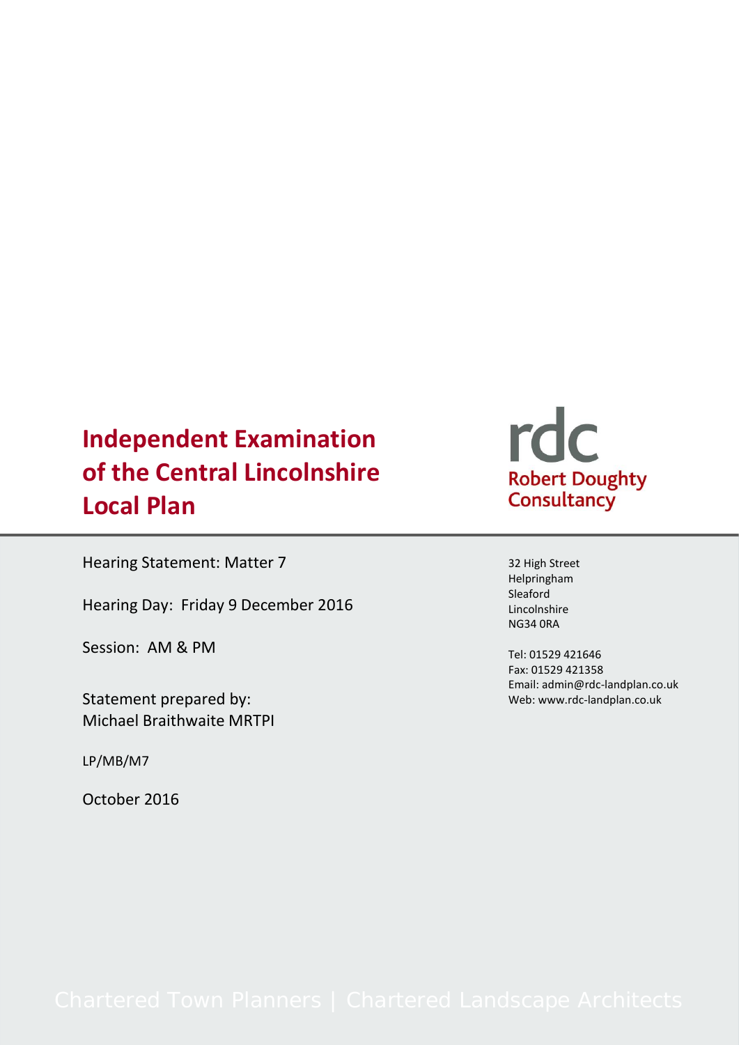# Independent Examination of the Central Lincolnshire Local Plan

**rdc**
**Robert Doughty Consultancy**

Hearing Statement: Matter 7

Hearing Day: Friday 9 December 2016

Session: AM & PM

Statement prepared by:
Michael Braithwaite MRTPI

LP/MB/M7

October 2016

32 High Street
Helpringham
Sleaford
Lincolnshire
NG34 0RA

Tel: 01529 421646
Fax: 01529 421358
Email: admin@rdc-landplan.co.uk
Web: www.rdc-landplan.co.uk

Chartered Town Planners | Chartered Landscape Architects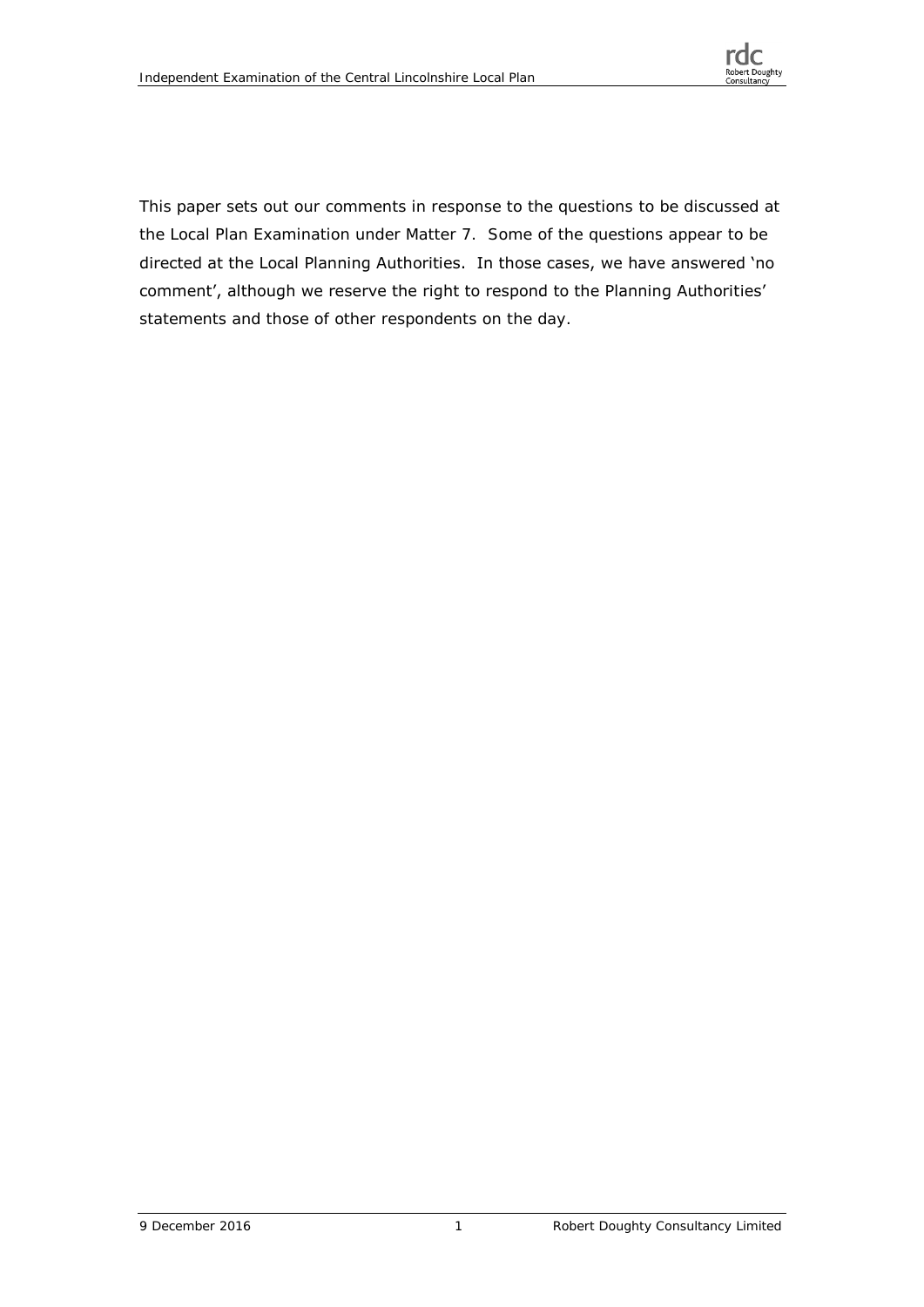This paper sets out our comments in response to the questions to be discussed at the Local Plan Examination under Matter 7. Some of the questions appear to be directed at the Local Planning Authorities. In those cases, we have answered 'no comment', although we reserve the right to respond to the Planning Authorities' statements and those of other respondents on the day.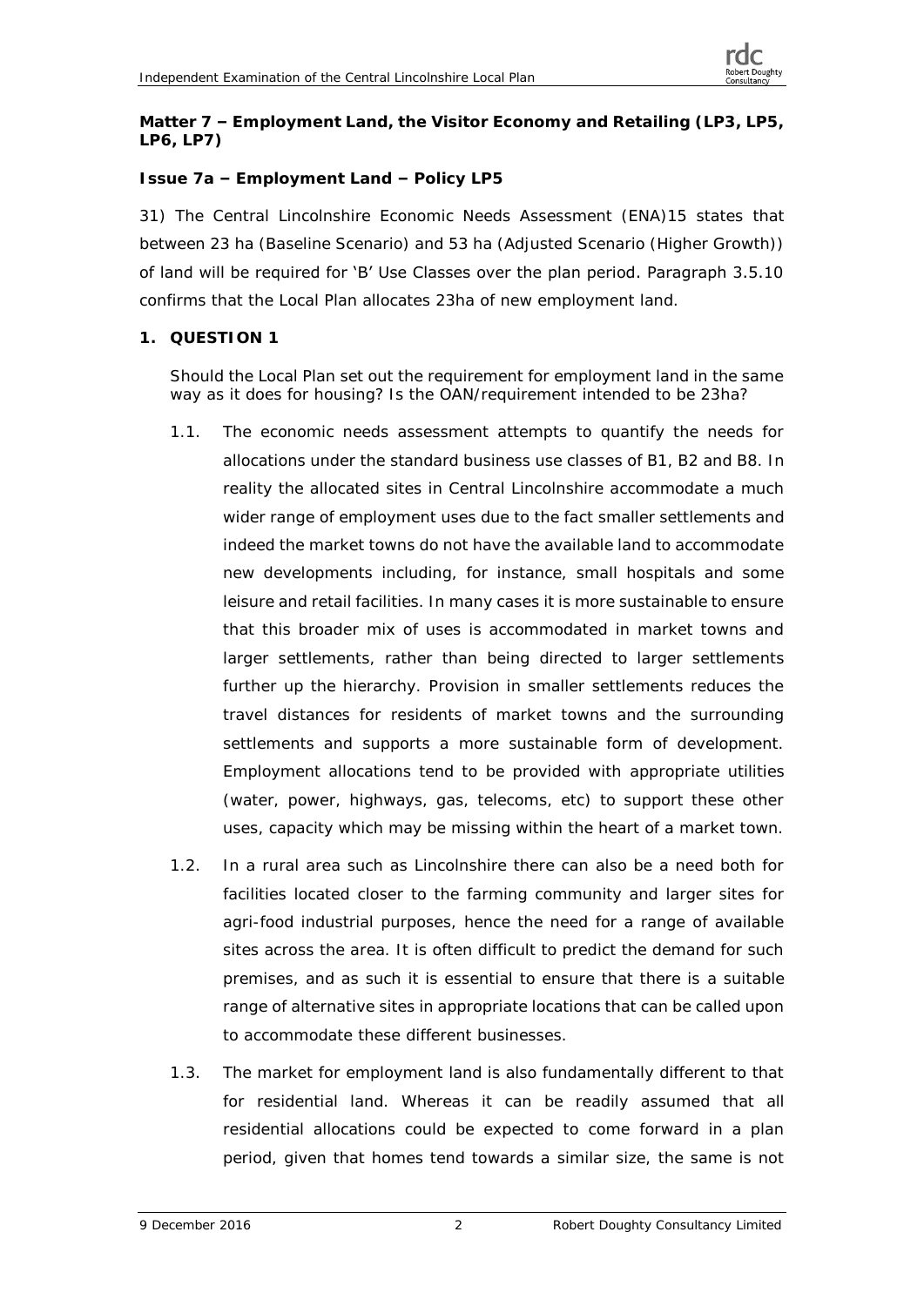**Matter 7 – Employment Land, the Visitor Economy and Retailing (LP3, LP5, LP6, LP7)**

**Issue 7a – Employment Land – Policy LP5**

31) The Central Lincolnshire Economic Needs Assessment (ENA)15 states that between 23 ha (Baseline Scenario) and 53 ha (Adjusted Scenario (Higher Growth)) of land will be required for 'B' Use Classes over the plan period. Paragraph 3.5.10 confirms that the Local Plan allocates 23ha of new employment land.

**1. QUESTION 1**

Should the Local Plan set out the requirement for employment land in the same way as it does for housing? Is the OAN/requirement intended to be 23ha?

1.1. The economic needs assessment attempts to quantify the needs for allocations under the standard business use classes of B1, B2 and B8. In reality the allocated sites in Central Lincolnshire accommodate a much wider range of employment uses due to the fact smaller settlements and indeed the market towns do not have the available land to accommodate new developments including, for instance, small hospitals and some leisure and retail facilities. In many cases it is more sustainable to ensure that this broader mix of uses is accommodated in market towns and larger settlements, rather than being directed to larger settlements further up the hierarchy. Provision in smaller settlements reduces the travel distances for residents of market towns and the surrounding settlements and supports a more sustainable form of development. Employment allocations tend to be provided with appropriate utilities (water, power, highways, gas, telecoms, etc) to support these other uses, capacity which may be missing within the heart of a market town.

1.2. In a rural area such as Lincolnshire there can also be a need both for facilities located closer to the farming community and larger sites for agri-food industrial purposes, hence the need for a range of available sites across the area. It is often difficult to predict the demand for such premises, and as such it is essential to ensure that there is a suitable range of alternative sites in appropriate locations that can be called upon to accommodate these different businesses.

1.3. The market for employment land is also fundamentally different to that for residential land. Whereas it can be readily assumed that all residential allocations could be expected to come forward in a plan period, given that homes tend towards a similar size, the same is not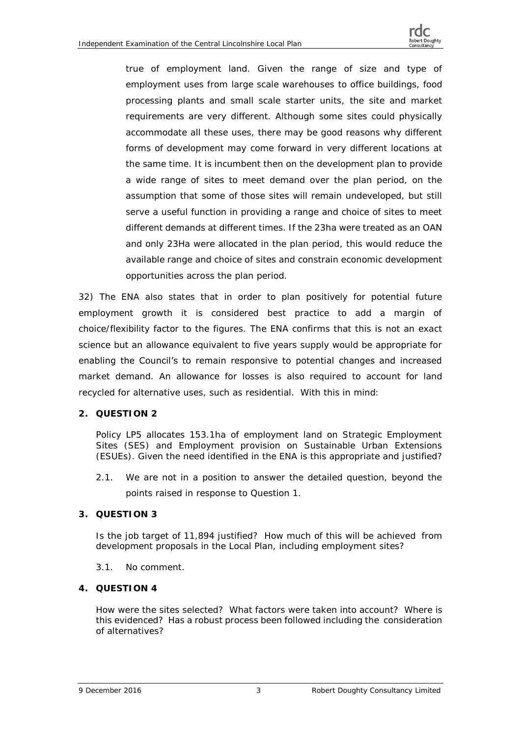true of employment land. Given the range of size and type of employment uses from large scale warehouses to office buildings, food processing plants and small scale starter units, the site and market requirements are very different. Although some sites could physically accommodate all these uses, there may be good reasons why different forms of development may come forward in very different locations at the same time. It is incumbent then on the development plan to provide a wide range of sites to meet demand over the plan period, on the assumption that some of those sites will remain undeveloped, but still serve a useful function in providing a range and choice of sites to meet different demands at different times. If the 23ha were treated as an OAN and only 23Ha were allocated in the plan period, this would reduce the available range and choice of sites and constrain economic development opportunities across the plan period.

32) The ENA also states that in order to plan positively for potential future employment growth it is considered best practice to add a margin of choice/flexibility factor to the figures. The ENA confirms that this is not an exact science but an allowance equivalent to five years supply would be appropriate for enabling the Council's to remain responsive to potential changes and increased market demand. An allowance for losses is also required to account for land recycled for alternative uses, such as residential. With this in mind:

## 2. QUESTION 2

Policy LP5 allocates 153.1ha of employment land on Strategic Employment Sites (SES) and Employment provision on Sustainable Urban Extensions (ESUEs). Given the need identified in the ENA is this appropriate and justified?

2.1. We are not in a position to answer the detailed question, beyond the points raised in response to Question 1.

## 3. QUESTION 3

Is the job target of 11,894 justified? How much of this will be achieved from development proposals in the Local Plan, including employment sites?

3.1. No comment.

## 4. QUESTION 4

How were the sites selected? What factors were taken into account? Where is this evidenced? Has a robust process been followed including the consideration of alternatives?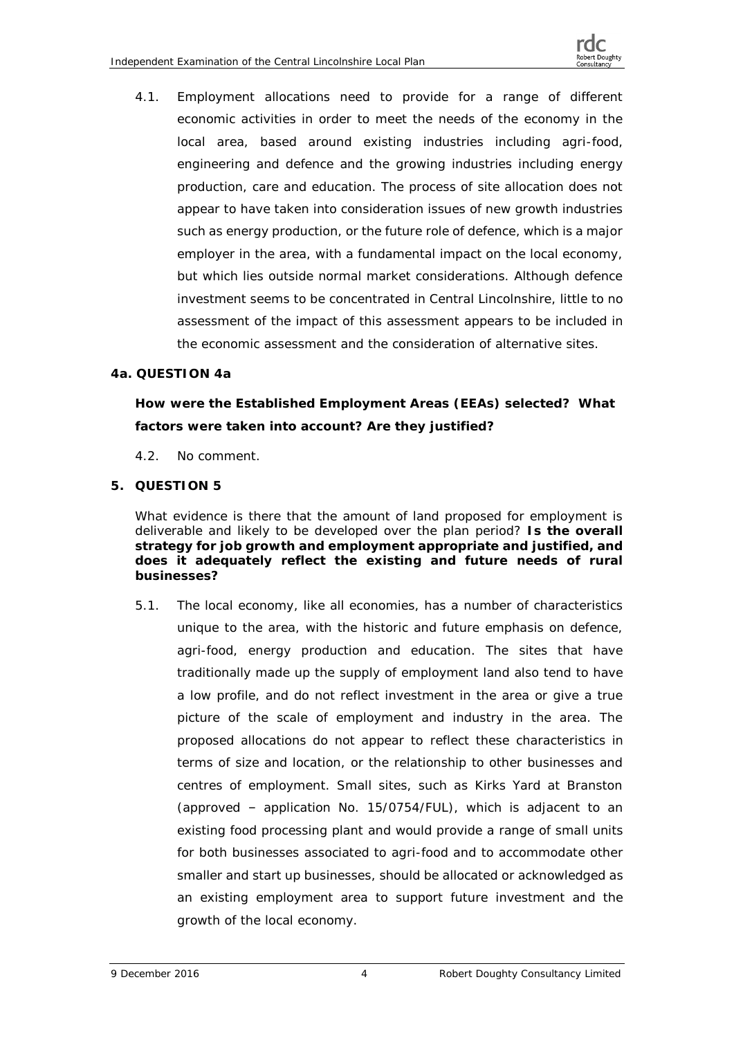4.1. Employment allocations need to provide for a range of different economic activities in order to meet the needs of the economy in the local area, based around existing industries including agri-food, engineering and defence and the growing industries including energy production, care and education. The process of site allocation does not appear to have taken into consideration issues of new growth industries such as energy production, or the future role of defence, which is a major employer in the area, with a fundamental impact on the local economy, but which lies outside normal market considerations. Although defence investment seems to be concentrated in Central Lincolnshire, little to no assessment of the impact of this assessment appears to be included in the economic assessment and the consideration of alternative sites.

## 4a. QUESTION 4a

**How were the Established Employment Areas (EEAs) selected? What factors were taken into account? Are they justified?**

4.2. No comment.

## 5. QUESTION 5

What evidence is there that the amount of land proposed for employment is deliverable and likely to be developed over the plan period? **Is the overall strategy for job growth and employment appropriate and justified, and does it adequately reflect the existing and future needs of rural businesses?**

5.1. The local economy, like all economies, has a number of characteristics unique to the area, with the historic and future emphasis on defence, agri-food, energy production and education. The sites that have traditionally made up the supply of employment land also tend to have a low profile, and do not reflect investment in the area or give a true picture of the scale of employment and industry in the area. The proposed allocations do not appear to reflect these characteristics in terms of size and location, or the relationship to other businesses and centres of employment. Small sites, such as Kirks Yard at Branston (approved – application No. 15/0754/FUL), which is adjacent to an existing food processing plant and would provide a range of small units for both businesses associated to agri-food and to accommodate other smaller and start up businesses, should be allocated or acknowledged as an existing employment area to support future investment and the growth of the local economy.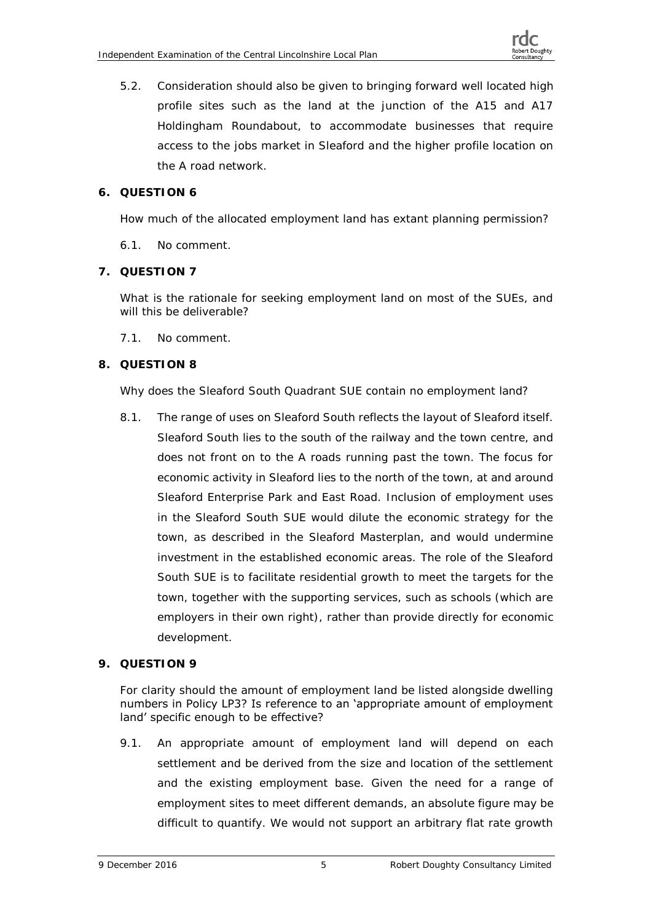5.2. Consideration should also be given to bringing forward well located high profile sites such as the land at the junction of the A15 and A17 Holdingham Roundabout, to accommodate businesses that require access to the jobs market in Sleaford and the higher profile location on the A road network.

## 6. QUESTION 6

How much of the allocated employment land has extant planning permission?

6.1. No comment.

## 7. QUESTION 7

What is the rationale for seeking employment land on most of the SUEs, and will this be deliverable?

7.1. No comment.

## 8. QUESTION 8

Why does the Sleaford South Quadrant SUE contain no employment land?

8.1. The range of uses on Sleaford South reflects the layout of Sleaford itself. Sleaford South lies to the south of the railway and the town centre, and does not front on to the A roads running past the town. The focus for economic activity in Sleaford lies to the north of the town, at and around Sleaford Enterprise Park and East Road. Inclusion of employment uses in the Sleaford South SUE would dilute the economic strategy for the town, as described in the Sleaford Masterplan, and would undermine investment in the established economic areas. The role of the Sleaford South SUE is to facilitate residential growth to meet the targets for the town, together with the supporting services, such as schools (which are employers in their own right), rather than provide directly for economic development.

## 9. QUESTION 9

For clarity should the amount of employment land be listed alongside dwelling numbers in Policy LP3? Is reference to an 'appropriate amount of employment land' specific enough to be effective?

9.1. An appropriate amount of employment land will depend on each settlement and be derived from the size and location of the settlement and the existing employment base. Given the need for a range of employment sites to meet different demands, an absolute figure may be difficult to quantify. We would not support an arbitrary flat rate growth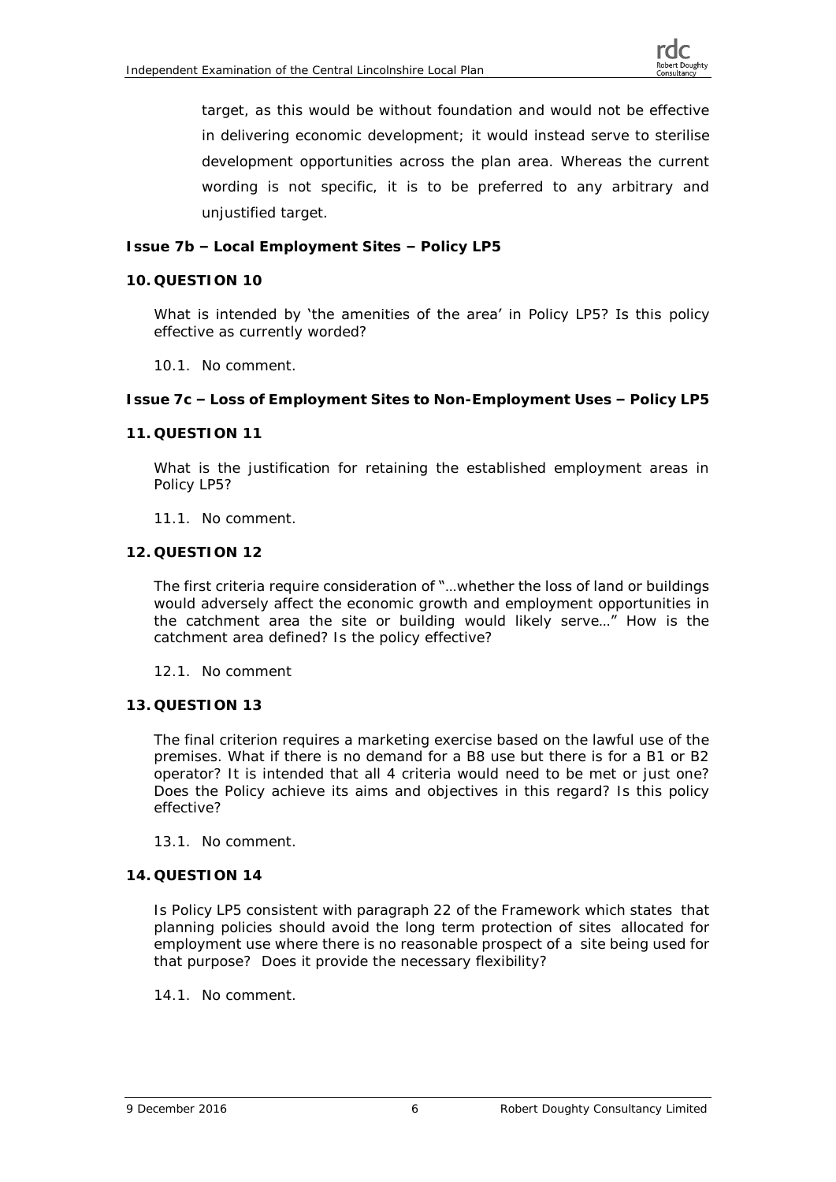target, as this would be without foundation and would not be effective in delivering economic development; it would instead serve to sterilise development opportunities across the plan area. Whereas the current wording is not specific, it is to be preferred to any arbitrary and unjustified target.

**Issue 7b – Local Employment Sites – Policy LP5**

**10. QUESTION 10**

What is intended by 'the amenities of the area' in Policy LP5? Is this policy effective as currently worded?

10.1. No comment.

**Issue 7c – Loss of Employment Sites to Non-Employment Uses – Policy LP5**

**11. QUESTION 11**

What is the justification for retaining the established employment areas in Policy LP5?

11.1. No comment.

**12. QUESTION 12**

The first criteria require consideration of "…whether the loss of land or buildings would adversely affect the economic growth and employment opportunities in the catchment area the site or building would likely serve…" How is the catchment area defined? Is the policy effective?

12.1. No comment

**13. QUESTION 13**

The final criterion requires a marketing exercise based on the lawful use of the premises. What if there is no demand for a B8 use but there is for a B1 or B2 operator? It is intended that all 4 criteria would need to be met or just one? Does the Policy achieve its aims and objectives in this regard? Is this policy effective?

13.1. No comment.

**14. QUESTION 14**

Is Policy LP5 consistent with paragraph 22 of the Framework which states that planning policies should avoid the long term protection of sites allocated for employment use where there is no reasonable prospect of a site being used for that purpose? Does it provide the necessary flexibility?

14.1. No comment.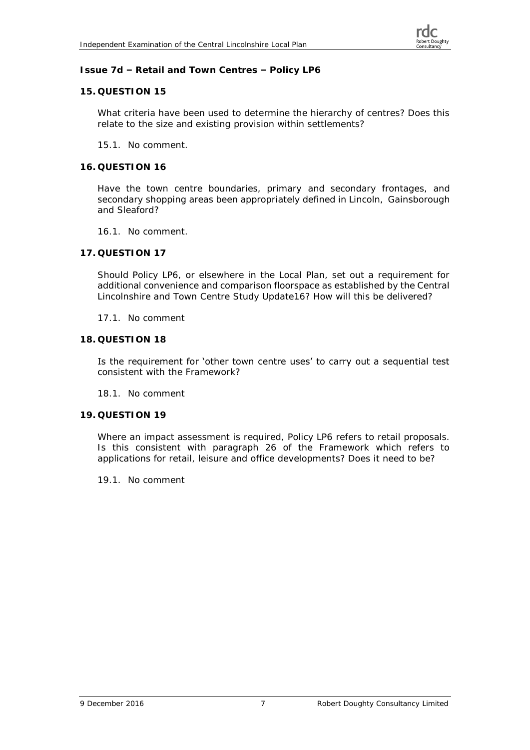**Issue 7d – Retail and Town Centres – Policy LP6**

**15. QUESTION 15**

What criteria have been used to determine the hierarchy of centres? Does this relate to the size and existing provision within settlements?

15.1. No comment.

**16. QUESTION 16**

Have the town centre boundaries, primary and secondary frontages, and secondary shopping areas been appropriately defined in Lincoln, Gainsborough and Sleaford?

16.1. No comment.

**17. QUESTION 17**

Should Policy LP6, or elsewhere in the Local Plan, set out a requirement for additional convenience and comparison floorspace as established by the Central Lincolnshire and Town Centre Study Update16? How will this be delivered?

17.1. No comment

**18. QUESTION 18**

Is the requirement for 'other town centre uses' to carry out a sequential test consistent with the Framework?

18.1. No comment

**19. QUESTION 19**

Where an impact assessment is required, Policy LP6 refers to retail proposals. Is this consistent with paragraph 26 of the Framework which refers to applications for retail, leisure and office developments? Does it need to be?

19.1. No comment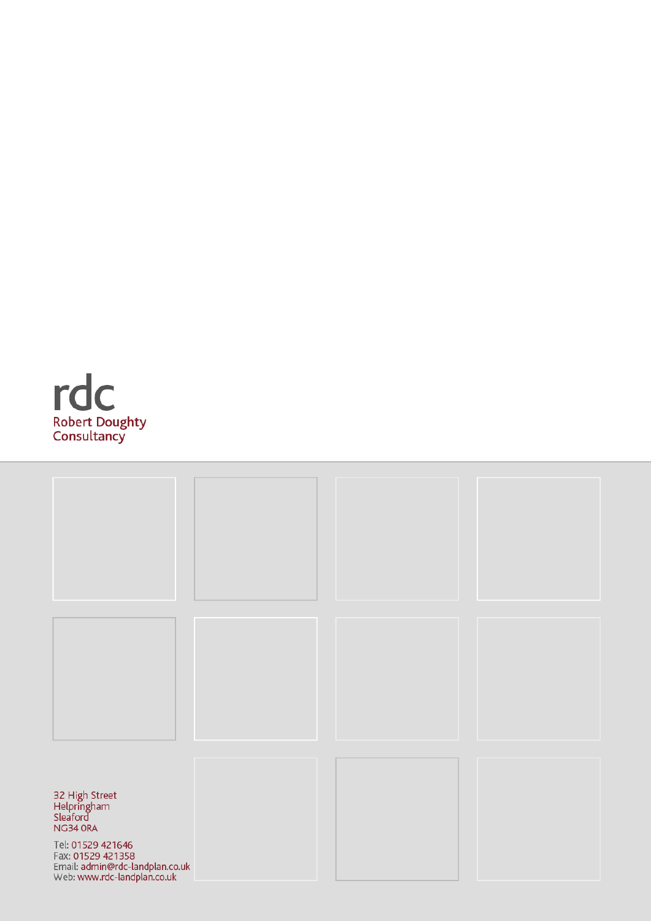rdc

Robert Doughty Consultancy

32 High Street
Helpringham
Sleaford
NG34 0RA

Tel: 01529 421646
Fax: 01529 421358
Email: admin@rdc-landplan.co.uk
Web: www.rdc-landplan.co.uk